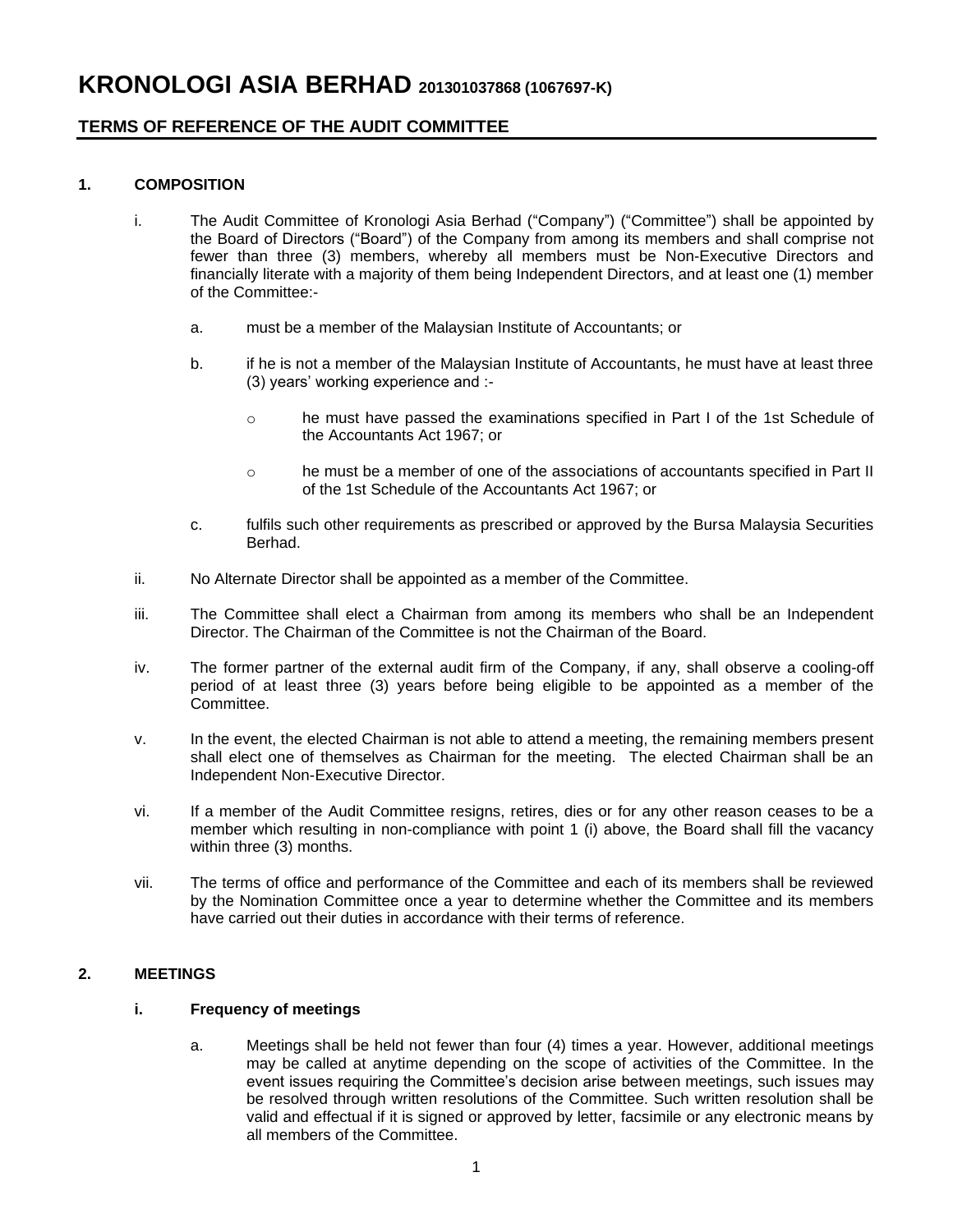# KRONOLOGI ASIA BERHAD 201301037868 (1067697-K)

## TERMS OF REFERENCE OF THE AUDIT COMMITTEE

### 1. COMPOSITION

i. The Audit Committee of Kronologi Asia Berhad ("Company") ("Committee") shall be appointed by the Board of Directors ("Board") of the Company from among its members and shall comprise not fewer than three (3) members, whereby all members must be Non-Executive Directors and financially literate with a majority of them being Independent Directors, and at least one (1) member of the Committee:-

   a. must be a member of the Malaysian Institute of Accountants; or

   b. if he is not a member of the Malaysian Institute of Accountants, he must have at least three (3) years' working experience and :-

      - he must have passed the examinations specified in Part I of the 1st Schedule of the Accountants Act 1967; or

      - he must be a member of one of the associations of accountants specified in Part II of the 1st Schedule of the Accountants Act 1967; or

   c. fulfils such other requirements as prescribed or approved by the Bursa Malaysia Securities Berhad.

ii. No Alternate Director shall be appointed as a member of the Committee.

iii. The Committee shall elect a Chairman from among its members who shall be an Independent Director. The Chairman of the Committee is not the Chairman of the Board.

iv. The former partner of the external audit firm of the Company, if any, shall observe a cooling-off period of at least three (3) years before being eligible to be appointed as a member of the Committee.

v. In the event, the elected Chairman is not able to attend a meeting, the remaining members present shall elect one of themselves as Chairman for the meeting. The elected Chairman shall be an Independent Non-Executive Director.

vi. If a member of the Audit Committee resigns, retires, dies or for any other reason ceases to be a member which resulting in non-compliance with point 1 (i) above, the Board shall fill the vacancy within three (3) months.

vii. The terms of office and performance of the Committee and each of its members shall be reviewed by the Nomination Committee once a year to determine whether the Committee and its members have carried out their duties in accordance with their terms of reference.

### 2. MEETINGS

#### i. Frequency of meetings

   a. Meetings shall be held not fewer than four (4) times a year. However, additional meetings may be called at anytime depending on the scope of activities of the Committee. In the event issues requiring the Committee's decision arise between meetings, such issues may be resolved through written resolutions of the Committee. Such written resolution shall be valid and effectual if it is signed or approved by letter, facsimile or any electronic means by all members of the Committee.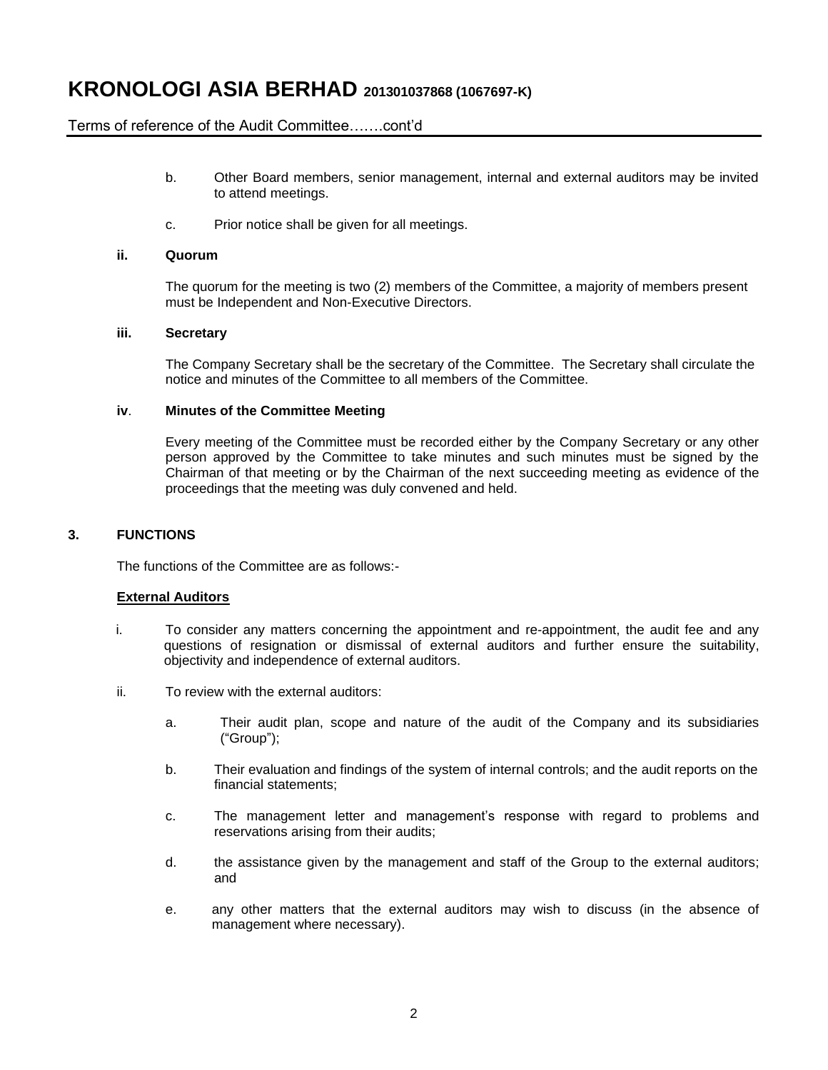b. Other Board members, senior management, internal and external auditors may be invited to attend meetings.

c. Prior notice shall be given for all meetings.

**ii. Quorum**

The quorum for the meeting is two (2) members of the Committee, a majority of members present must be Independent and Non-Executive Directors.

**iii. Secretary**

The Company Secretary shall be the secretary of the Committee. The Secretary shall circulate the notice and minutes of the Committee to all members of the Committee.

**iv. Minutes of the Committee Meeting**

Every meeting of the Committee must be recorded either by the Company Secretary or any other person approved by the Committee to take minutes and such minutes must be signed by the Chairman of that meeting or by the Chairman of the next succeeding meeting as evidence of the proceedings that the meeting was duly convened and held.

## 3. FUNCTIONS

The functions of the Committee are as follows:-

**External Auditors**

i. To consider any matters concerning the appointment and re-appointment, the audit fee and any questions of resignation or dismissal of external auditors and further ensure the suitability, objectivity and independence of external auditors.

ii. To review with the external auditors:

a. Their audit plan, scope and nature of the audit of the Company and its subsidiaries ("Group");

b. Their evaluation and findings of the system of internal controls; and the audit reports on the financial statements;

c. The management letter and management's response with regard to problems and reservations arising from their audits;

d. the assistance given by the management and staff of the Group to the external auditors; and

e. any other matters that the external auditors may wish to discuss (in the absence of management where necessary).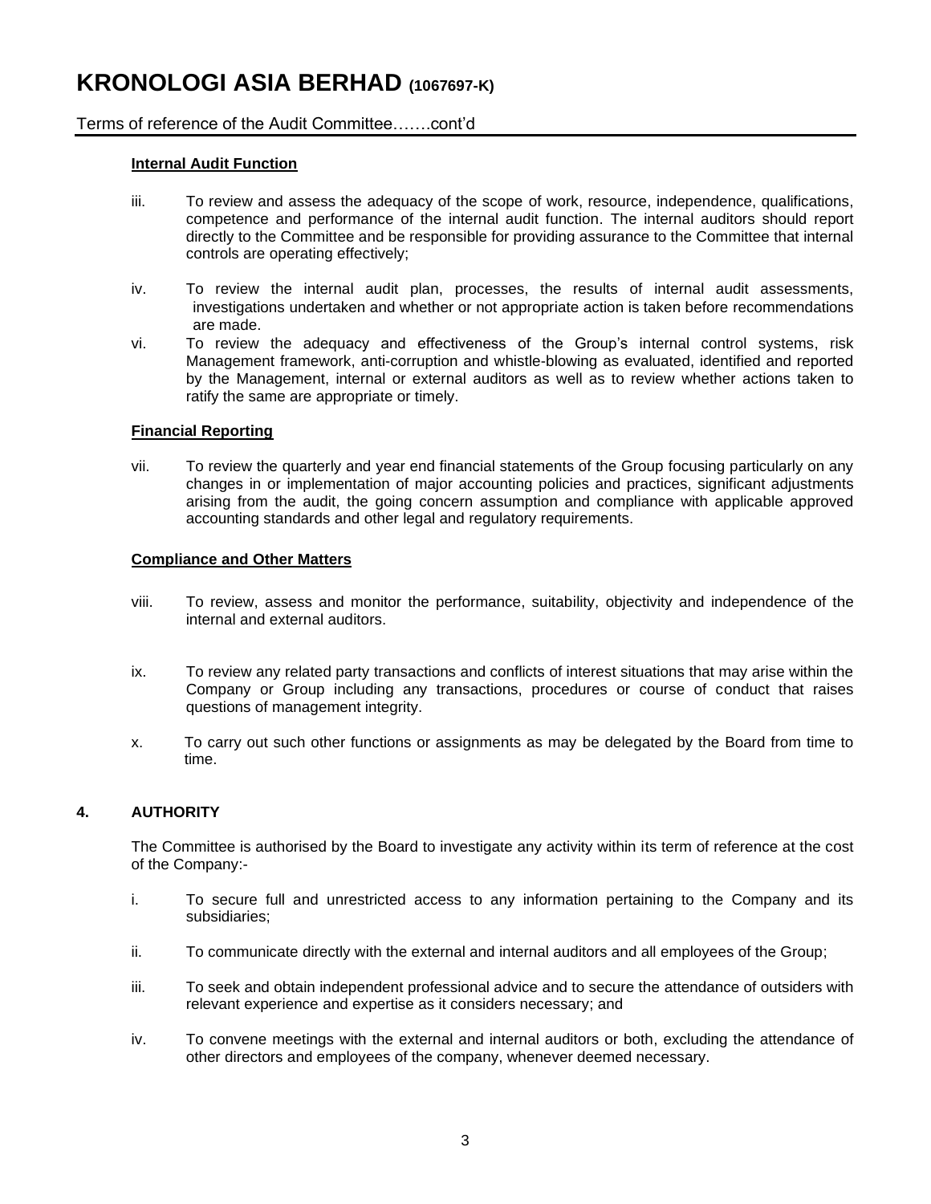# KRONOLOGI ASIA BERHAD (1067697-K)

Terms of reference of the Audit Committee…….cont'd

**Internal Audit Function**

iii. To review and assess the adequacy of the scope of work, resource, independence, qualifications, competence and performance of the internal audit function. The internal auditors should report directly to the Committee and be responsible for providing assurance to the Committee that internal controls are operating effectively;

iv. To review the internal audit plan, processes, the results of internal audit assessments, investigations undertaken and whether or not appropriate action is taken before recommendations are made.

vi. To review the adequacy and effectiveness of the Group's internal control systems, risk Management framework, anti-corruption and whistle-blowing as evaluated, identified and reported by the Management, internal or external auditors as well as to review whether actions taken to ratify the same are appropriate or timely.

**Financial Reporting**

vii. To review the quarterly and year end financial statements of the Group focusing particularly on any changes in or implementation of major accounting policies and practices, significant adjustments arising from the audit, the going concern assumption and compliance with applicable approved accounting standards and other legal and regulatory requirements.

**Compliance and Other Matters**

viii. To review, assess and monitor the performance, suitability, objectivity and independence of the internal and external auditors.

ix. To review any related party transactions and conflicts of interest situations that may arise within the Company or Group including any transactions, procedures or course of conduct that raises questions of management integrity.

x. To carry out such other functions or assignments as may be delegated by the Board from time to time.

## 4. AUTHORITY

The Committee is authorised by the Board to investigate any activity within its term of reference at the cost of the Company:-

i. To secure full and unrestricted access to any information pertaining to the Company and its subsidiaries;

ii. To communicate directly with the external and internal auditors and all employees of the Group;

iii. To seek and obtain independent professional advice and to secure the attendance of outsiders with relevant experience and expertise as it considers necessary; and

iv. To convene meetings with the external and internal auditors or both, excluding the attendance of other directors and employees of the company, whenever deemed necessary.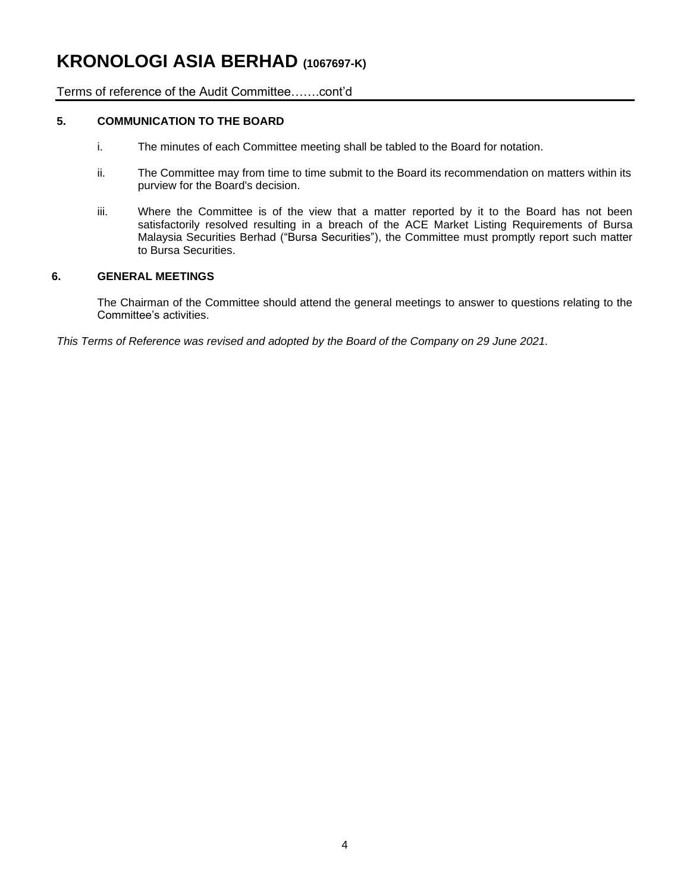# KRONOLOGI ASIA BERHAD (1067697-K)

Terms of reference of the Audit Committee…….cont'd

## 5. COMMUNICATION TO THE BOARD

i. The minutes of each Committee meeting shall be tabled to the Board for notation.

ii. The Committee may from time to time submit to the Board its recommendation on matters within its purview for the Board's decision.

iii. Where the Committee is of the view that a matter reported by it to the Board has not been satisfactorily resolved resulting in a breach of the ACE Market Listing Requirements of Bursa Malaysia Securities Berhad ("Bursa Securities"), the Committee must promptly report such matter to Bursa Securities.

## 6. GENERAL MEETINGS

The Chairman of the Committee should attend the general meetings to answer to questions relating to the Committee's activities.

*This Terms of Reference was revised and adopted by the Board of the Company on 29 June 2021.*